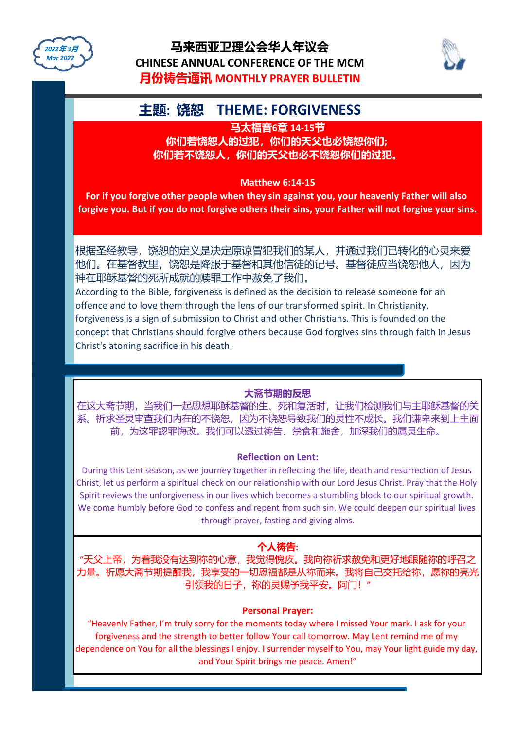2022年3月
Mar 2022

# 马来西亚卫理公会华人年议会
# CHINESE ANNUAL CONFERENCE OF THE MCM
## 月份祷告通讯 MONTHLY PRAYER BULLETIN

## 主题：饶恕 THEME: FORGIVENESS

**马太福音6章 14-15节**
**你们若饶恕人的过犯，你们的天父也必饶恕你们；**
**你们若不饶恕人，你们的天父也必不饶恕你们的过犯。**

**Matthew 6:14-15**
**For if you forgive other people when they sin against you, your heavenly Father will also forgive you. But if you do not forgive others their sins, your Father will not forgive your sins.**

根据圣经教导，饶恕的定义是决定原谅冒犯我们的某人，并通过我们已转化的心灵来爱他们。在基督教里，饶恕是降服于基督和其他信徒的记号。基督徒应当饶恕他人，因为神在耶稣基督的死所成就的赎罪工作中赦免了我们。

According to the Bible, forgiveness is defined as the decision to release someone for an offence and to love them through the lens of our transformed spirit. In Christianity, forgiveness is a sign of submission to Christ and other Christians. This is founded on the concept that Christians should forgive others because God forgives sins through faith in Jesus Christ's atoning sacrifice in his death.

### 大斋节期的反思

在这大斋节期，当我们一起思想耶稣基督的生、死和复活时，让我们检测我们与主耶稣基督的关系。祈求圣灵审查我们内在的不饶恕，因为不饶恕导致我们的灵性不成长。我们谦卑来到上主面前，为这罪認罪悔改。我们可以透过祷告、禁食和施舍，加深我们的属灵生命。

### Reflection on Lent:

During this Lent season, as we journey together in reflecting the life, death and resurrection of Jesus Christ, let us perform a spiritual check on our relationship with our Lord Jesus Christ. Pray that the Holy Spirit reviews the unforgiveness in our lives which becomes a stumbling block to our spiritual growth. We come humbly before God to confess and repent from such sin. We could deepen our spiritual lives through prayer, fasting and giving alms.

### 个人祷告：

"天父上帝，为着我没有达到祢的心意，我觉得愧疚。我向祢祈求赦免和更好地跟随祢的呼召之力量。祈愿大斋节期提醒我，我享受的一切恩福都是从祢而来。我将自己交托给祢，愿祢的亮光引领我的日子，祢的灵赐予我平安。阿门！"

### Personal Prayer:

"Heavenly Father, I'm truly sorry for the moments today where I missed Your mark. I ask for your forgiveness and the strength to better follow Your call tomorrow. May Lent remind me of my dependence on You for all the blessings I enjoy. I surrender myself to You, may Your light guide my day, and Your Spirit brings me peace. Amen!"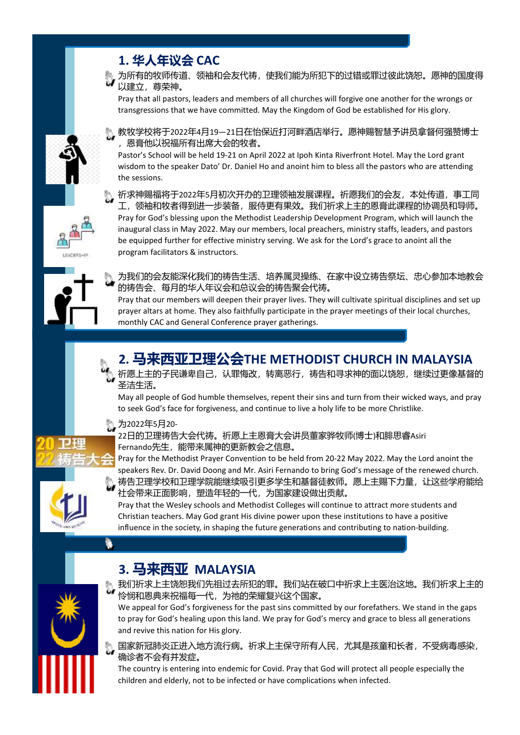## 1. 华人年议会 CAC

- 为所有的牧师传道、领袖和会友代祷，使我们能为所犯下的过错或罪过彼此饶恕。愿神的国度得以建立，尊荣神。
  Pray that all pastors, leaders and members of all churches will forgive one another for the wrongs or transgressions that we have committed. May the Kingdom of God be established for His glory.

- 教牧学校将于2022年4月19—21日在怡保近打河畔酒店举行。愿神赐智慧予讲员拿督何强赞博士，恩膏他以祝福所有出席大会的牧者。
  Pastor's School will be held 19-21 on April 2022 at Ipoh Kinta Riverfront Hotel. May the Lord grant wisdom to the speaker Dato' Dr. Daniel Ho and anoint him to bless all the pastors who are attending the sessions.

- 祈求神赐福将于2022年5月初次开办的卫理领袖发展课程。祈愿我们的会友，本处传道，事工同工，领袖和牧者得到进一步装备，服侍更有果效。我们祈求上主的恩膏此课程的协调员和导师。
  Pray for God's blessing upon the Methodist Leadership Development Program, which will launch the inaugural class in May 2022. May our members, local preachers, ministry staffs, leaders, and pastors be equipped further for effective ministry serving. We ask for the Lord's grace to anoint all the program facilitators & instructors.

- 为我们的会友能深化我们的祷告生活、培养属灵操练、在家中设立祷告祭坛、忠心参加本地教会的祷告会、每月的华人年议会和总议会的祷告聚会代祷。
  Pray that our members will deepen their prayer lives. They will cultivate spiritual disciplines and set up prayer altars at home. They also faithfully participate in the prayer meetings of their local churches, monthly CAC and General Conference prayer gatherings.

## 2. 马来西亚卫理公会THE METHODIST CHURCH IN MALAYSIA

- 祈愿上主的子民谦卑自己，认罪悔改，转离恶行，祷告和寻求神的面以饶恕，继续过更像基督的圣洁生活。
  May all people of God humble themselves, repent their sins and turn from their wicked ways, and pray to seek God's face for forgiveness, and continue to live a holy life to be more Christlike.

- 为2022年5月20-22日的卫理祷告大会代祷。祈愿上主恩膏大会讲员董家骅牧师(博士)和腓思睿Asiri Fernando先生，能带来属神的更新教会之信息。
  Pray for the Methodist Prayer Convention to be held from 20-22 May 2022. May the Lord anoint the speakers Rev. Dr. David Doong and Mr. Asiri Fernando to bring God's message of the renewed church.

- 祷告卫理学校和卫理学院能继续吸引更多学生和基督徒教师。愿上主赐下力量，让这些学府能给社会带来正面影响，塑造年轻的一代，为国家建设做出贡献。
  Pray that the Wesley schools and Methodist Colleges will continue to attract more students and Christian teachers. May God grant His divine power upon these institutions to have a positive influence in the society, in shaping the future generations and contributing to nation-building.

## 3. 马来西亚 MALAYSIA

- 我们祈求上主饶恕我们先祖过去所犯的罪。我们站在破口中祈求上主医治这地。我们祈求上主的怜悯和恩典来祝福每一代，为祂的荣耀复兴这个国家。
  We appeal for God's forgiveness for the past sins committed by our forefathers. We stand in the gaps to pray for God's healing upon this land. We pray for God's mercy and grace to bless all generations and revive this nation for His glory.

- 国家新冠肺炎正进入地方流行病。祈求上主保守所有人民，尤其是孩童和长者，不受病毒感染，确诊者不会有并发症。
  The country is entering into endemic for Covid. Pray that God will protect all people especially the children and elderly, not to be infected or have complications when infected.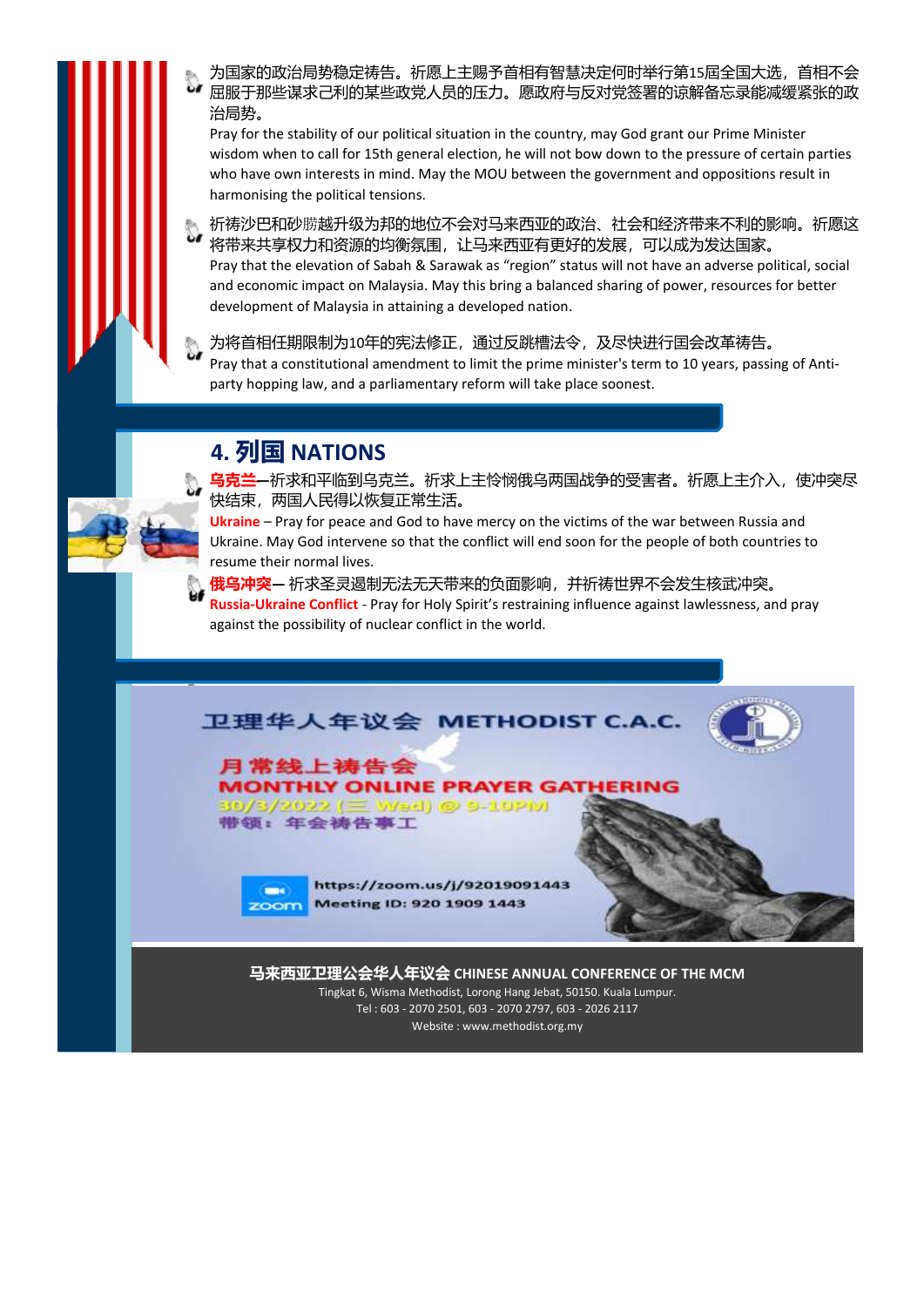- 为国家的政治局势稳定祷告。祈愿上主赐予首相有智慧决定何时举行第15届全国大选，首相不会屈服于那些谋求己利的某些政党人员的压力。愿政府与反对党签署的谅解备忘录能减缓紧张的政治局势。
  Pray for the stability of our political situation in the country, may God grant our Prime Minister wisdom when to call for 15th general election, he will not bow down to the pressure of certain parties who have own interests in mind. May the MOU between the government and oppositions result in harmonising the political tensions.

- 祈祷沙巴和砂拹越升级为邦的地位不会对马来西亚的政治、社会和经济带来不利的影响。祈愿这将带来共享权力和资源的均衡氛围，让马来西亚有更好的发展，可以成为发达国家。
  Pray that the elevation of Sabah & Sarawak as "region" status will not have an adverse political, social and economic impact on Malaysia. May this bring a balanced sharing of power, resources for better development of Malaysia in attaining a developed nation.

- 为将首相任期限制为10年的宪法修正，通过反跳槽法令，及尽快进行国会改革祷告。
  Pray that a constitutional amendment to limit the prime minister's term to 10 years, passing of Anti-party hopping law, and a parliamentary reform will take place soonest.

## 4. 列国 NATIONS

- **乌克兰**—祈求和平临到乌克兰。祈求上主怜悯俄乌两国战争的受害者。祈愿上主介入，使冲突尽快结束，两国人民得以恢复正常生活。
  **Ukraine** – Pray for peace and God to have mercy on the victims of the war between Russia and Ukraine. May God intervene so that the conflict will end soon for the people of both countries to resume their normal lives.

- **俄乌冲突**— 祈求圣灵遏制无法无天带来的负面影响，并祈祷世界不会发生核武冲突。
  **Russia-Ukraine Conflict** - Pray for Holy Spirit's restraining influence against lawlessness, and pray against the possibility of nuclear conflict in the world.

卫理华人年议会 METHODIST C.A.C.

月常线上祷告会
MONTHLY ONLINE PRAYER GATHERING
30/3/2022 (三 Wed) @ 9-10PM
带领：年会祷告事工

https://zoom.us/j/92019091443
Meeting ID: 920 1909 1443

**马来西亚卫理公会华人年议会 CHINESE ANNUAL CONFERENCE OF THE MCM**
Tingkat 6, Wisma Methodist, Lorong Hang Jebat, 50150. Kuala Lumpur.
Tel : 603 - 2070 2501, 603 - 2070 2797, 603 - 2026 2117
Website : www.methodist.org.my